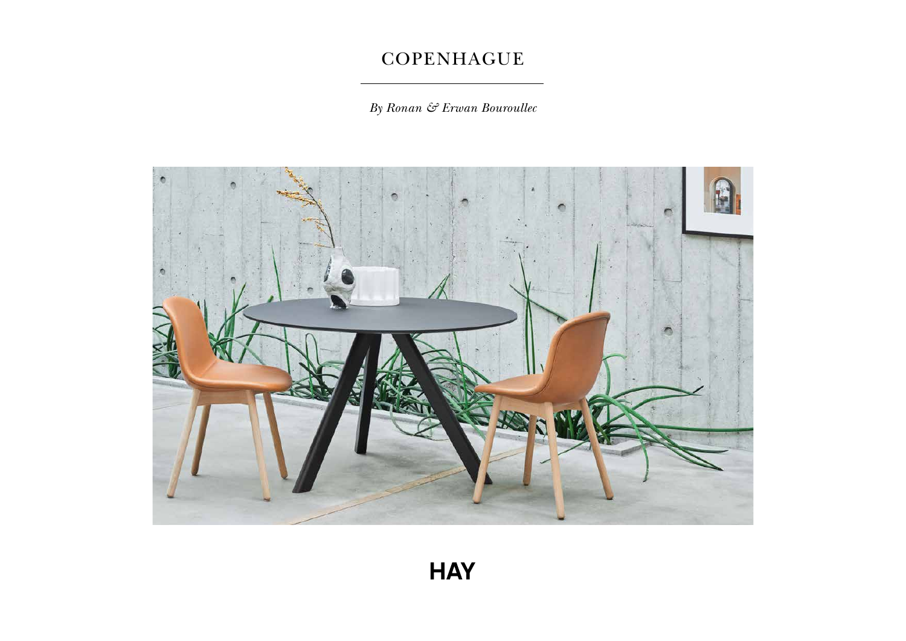# COPENHAGUE

*By Ronan & Erwan Bouroullec*

HAY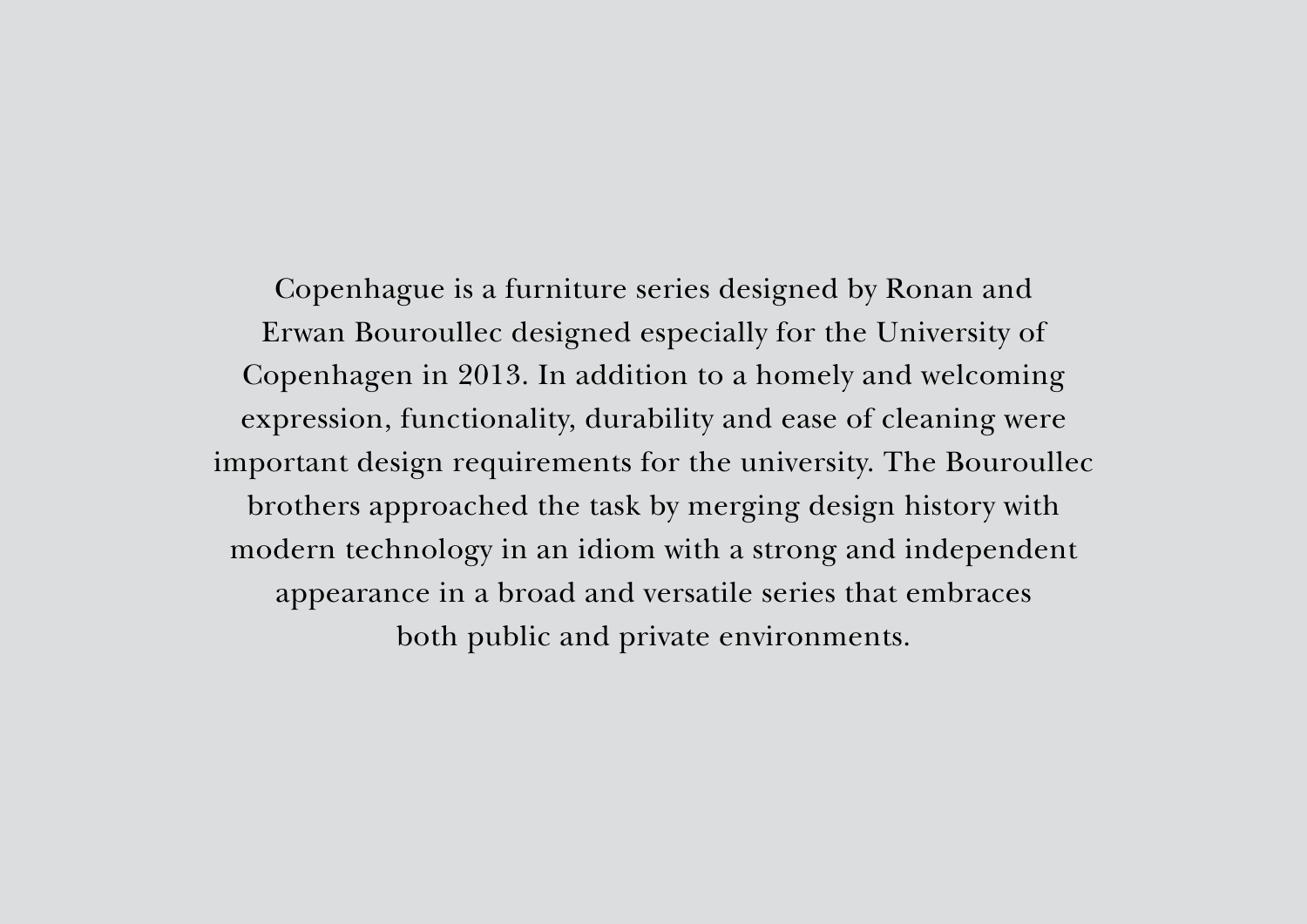Copenhague is a furniture series designed by Ronan and Erwan Bouroullec designed especially for the University of Copenhagen in 2013. In addition to a homely and welcoming expression, functionality, durability and ease of cleaning were important design requirements for the university. The Bouroullec brothers approached the task by merging design history with modern technology in an idiom with a strong and independent appearance in a broad and versatile series that embraces both public and private environments.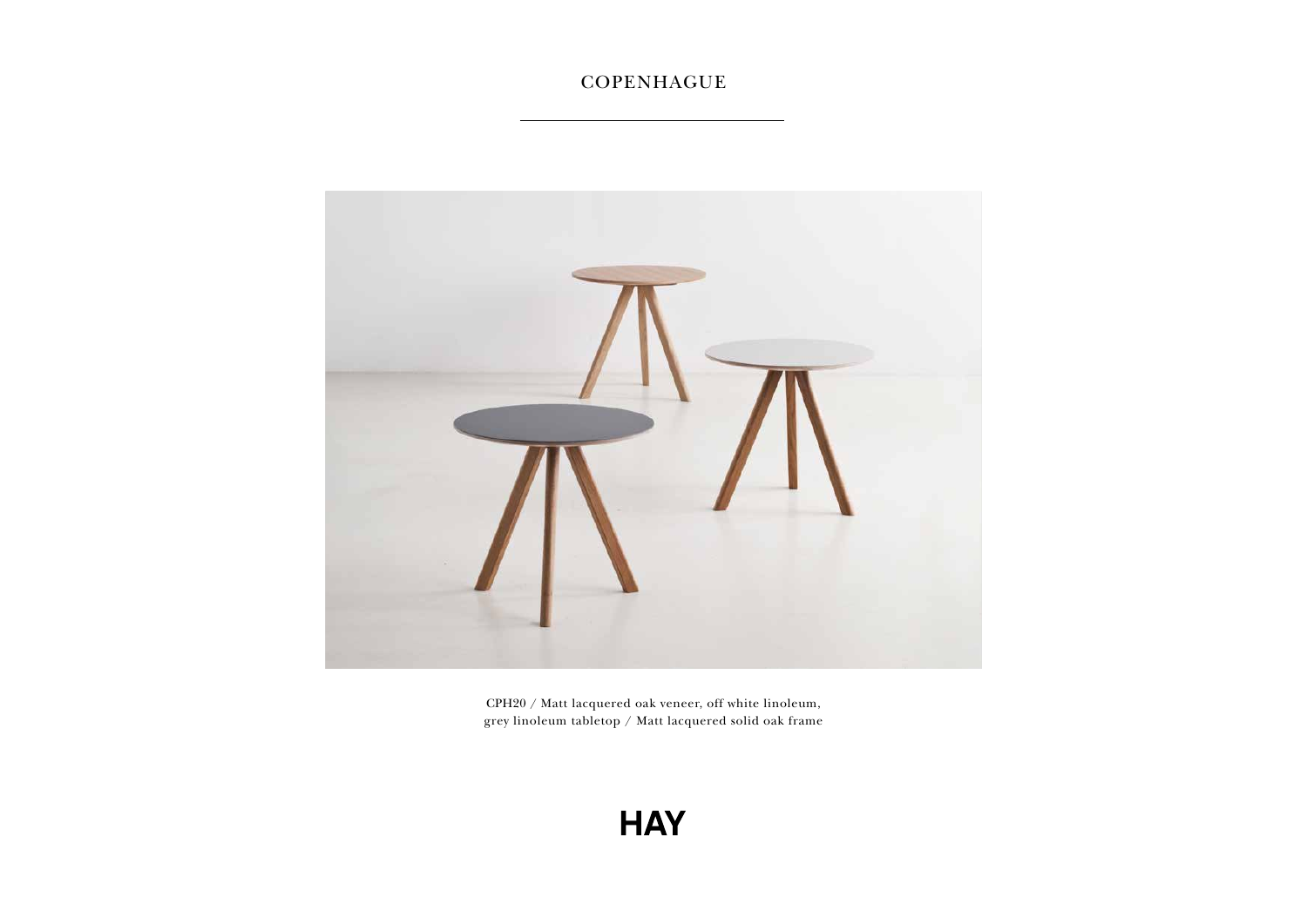# COPENHAGUE

CPH20 / Matt lacquered oak veneer, off white linoleum, grey linoleum tabletop / Matt lacquered solid oak frame

HAY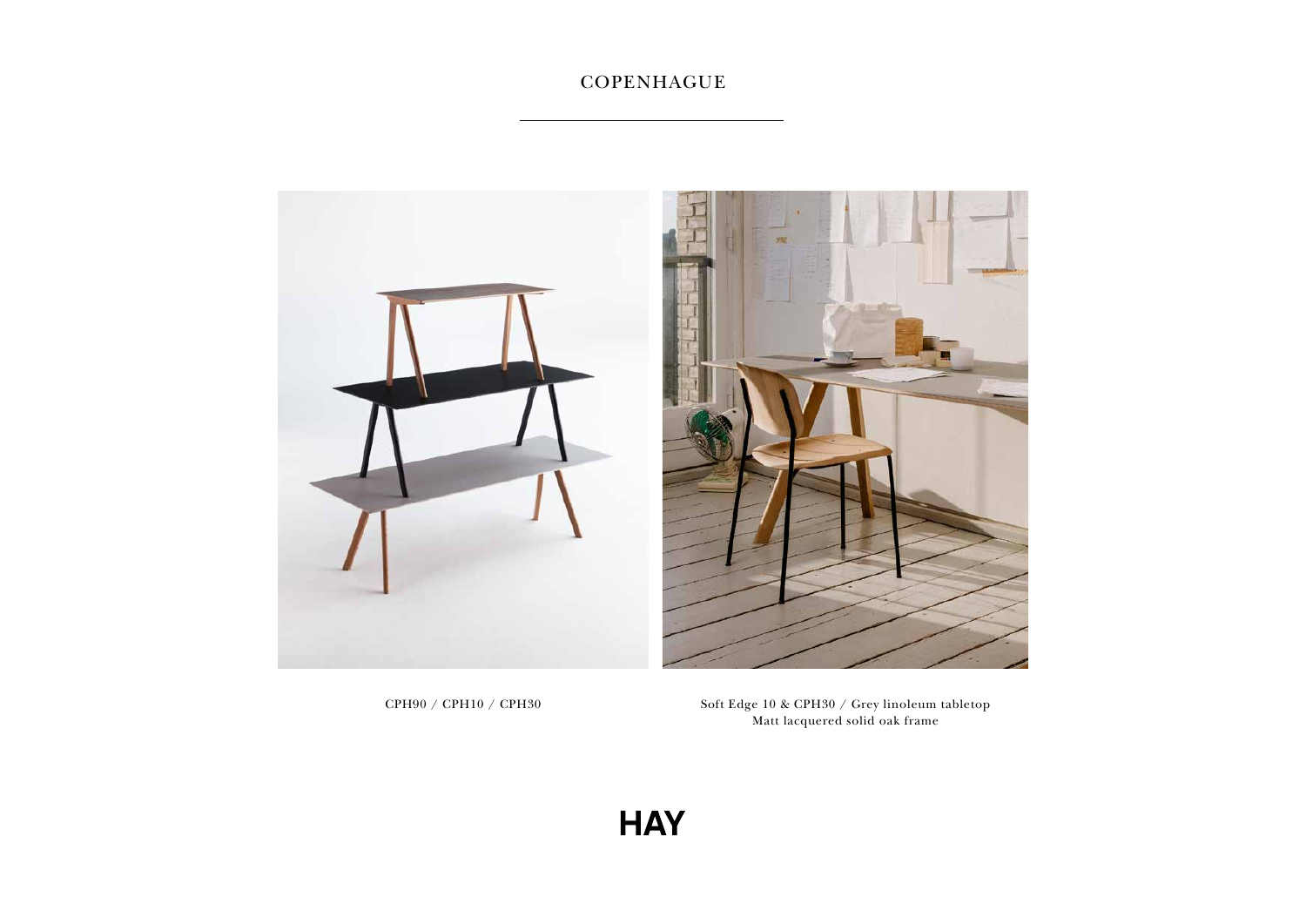# COPENHAGUE

CPH90 / CPH10 / CPH30

Soft Edge 10 & CPH30 / Grey linoleum tabletop
Matt lacquered solid oak frame

HAY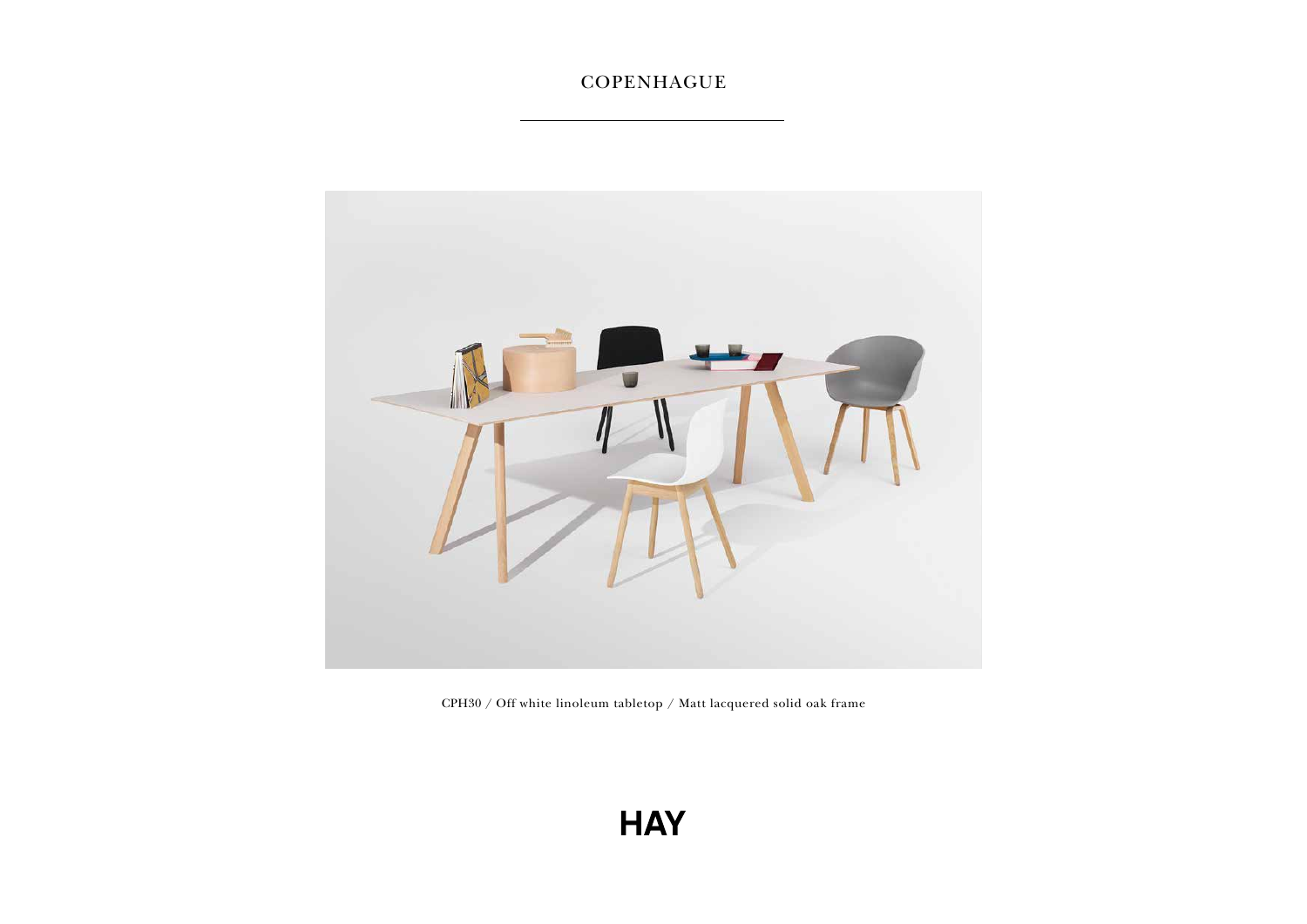# COPENHAGUE

CPH30 / Off white linoleum tabletop / Matt lacquered solid oak frame

HAY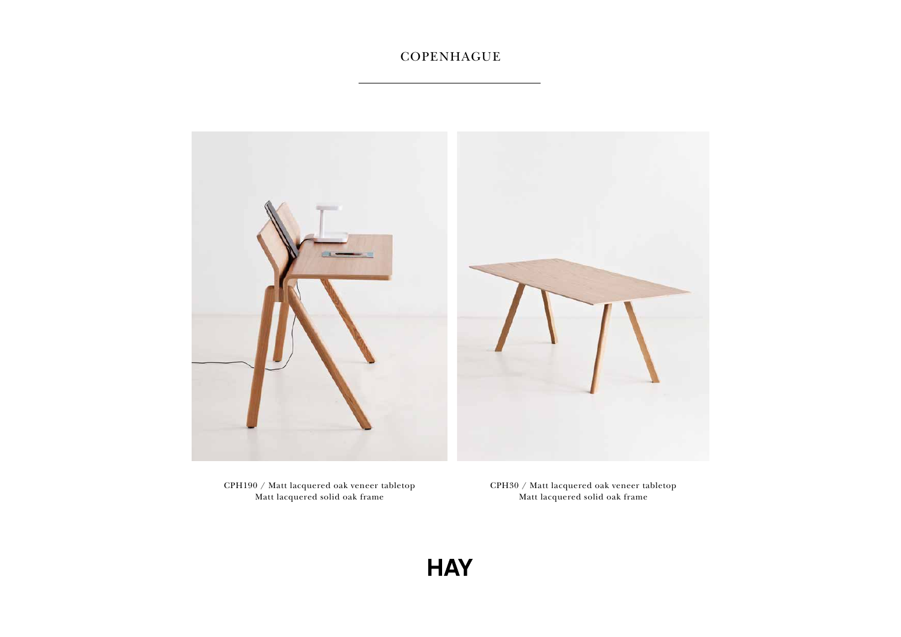# COPENHAGUE

CPH190 / Matt lacquered oak veneer tabletop
Matt lacquered solid oak frame

CPH30 / Matt lacquered oak veneer tabletop
Matt lacquered solid oak frame

HAY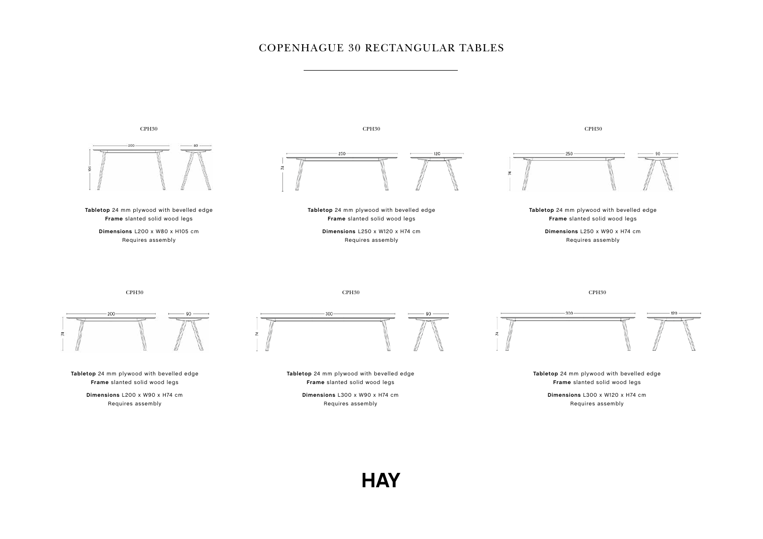# COPENHAGUE 30 RECTANGULAR TABLES

CPH30

**Tabletop** 24 mm plywood with bevelled edge
**Frame** slanted solid wood legs

**Dimensions** L200 x W80 x H105 cm
Requires assembly

CPH30

**Tabletop** 24 mm plywood with bevelled edge
**Frame** slanted solid wood legs

**Dimensions** L250 x W120 x H74 cm
Requires assembly

CPH30

**Tabletop** 24 mm plywood with bevelled edge
**Frame** slanted solid wood legs

**Dimensions** L250 x W90 x H74 cm
Requires assembly

CPH30

**Tabletop** 24 mm plywood with bevelled edge
**Frame** slanted solid wood legs

**Dimensions** L200 x W90 x H74 cm
Requires assembly

CPH30

**Tabletop** 24 mm plywood with bevelled edge
**Frame** slanted solid wood legs

**Dimensions** L300 x W90 x H74 cm
Requires assembly

CPH30

**Tabletop** 24 mm plywood with bevelled edge
**Frame** slanted solid wood legs

**Dimensions** L300 x W120 x H74 cm
Requires assembly

HAY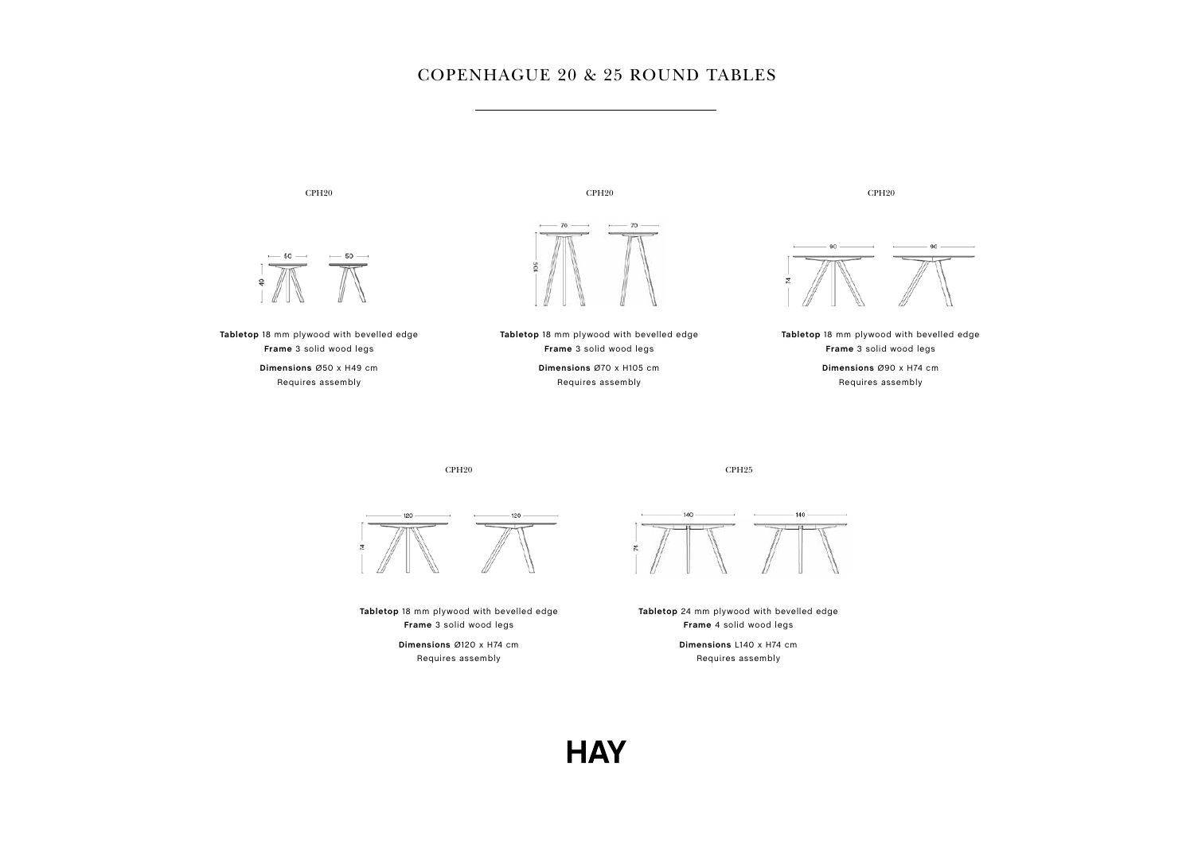# COPENHAGUE 20 & 25 ROUND TABLES

CPH20

**Tabletop** 18 mm plywood with bevelled edge
**Frame** 3 solid wood legs
**Dimensions** Ø50 x H49 cm
Requires assembly

CPH20

**Tabletop** 18 mm plywood with bevelled edge
**Frame** 3 solid wood legs
**Dimensions** Ø70 x H105 cm
Requires assembly

CPH20

**Tabletop** 18 mm plywood with bevelled edge
**Frame** 3 solid wood legs
**Dimensions** Ø90 x H74 cm
Requires assembly

CPH20

**Tabletop** 18 mm plywood with bevelled edge
**Frame** 3 solid wood legs
**Dimensions** Ø120 x H74 cm
Requires assembly

CPH25

**Tabletop** 24 mm plywood with bevelled edge
**Frame** 4 solid wood legs
**Dimensions** L140 x H74 cm
Requires assembly

HAY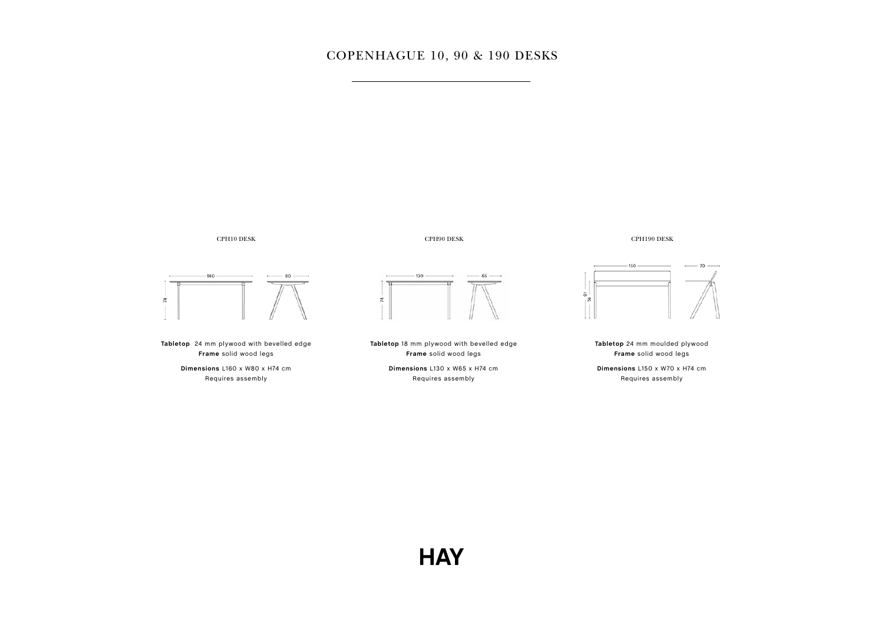# COPENHAGUE 10, 90 & 190 DESKS

## CPH10 DESK

**Tabletop** 24 mm plywood with bevelled edge
**Frame** solid wood legs

**Dimensions** L160 x W80 x H74 cm
Requires assembly

## CPH90 DESK

**Tabletop** 18 mm plywood with bevelled edge
**Frame** solid wood legs

**Dimensions** L130 x W65 x H74 cm
Requires assembly

## CPH190 DESK

**Tabletop** 24 mm moulded plywood
**Frame** solid wood legs

**Dimensions** L150 x W70 x H74 cm
Requires assembly

HAY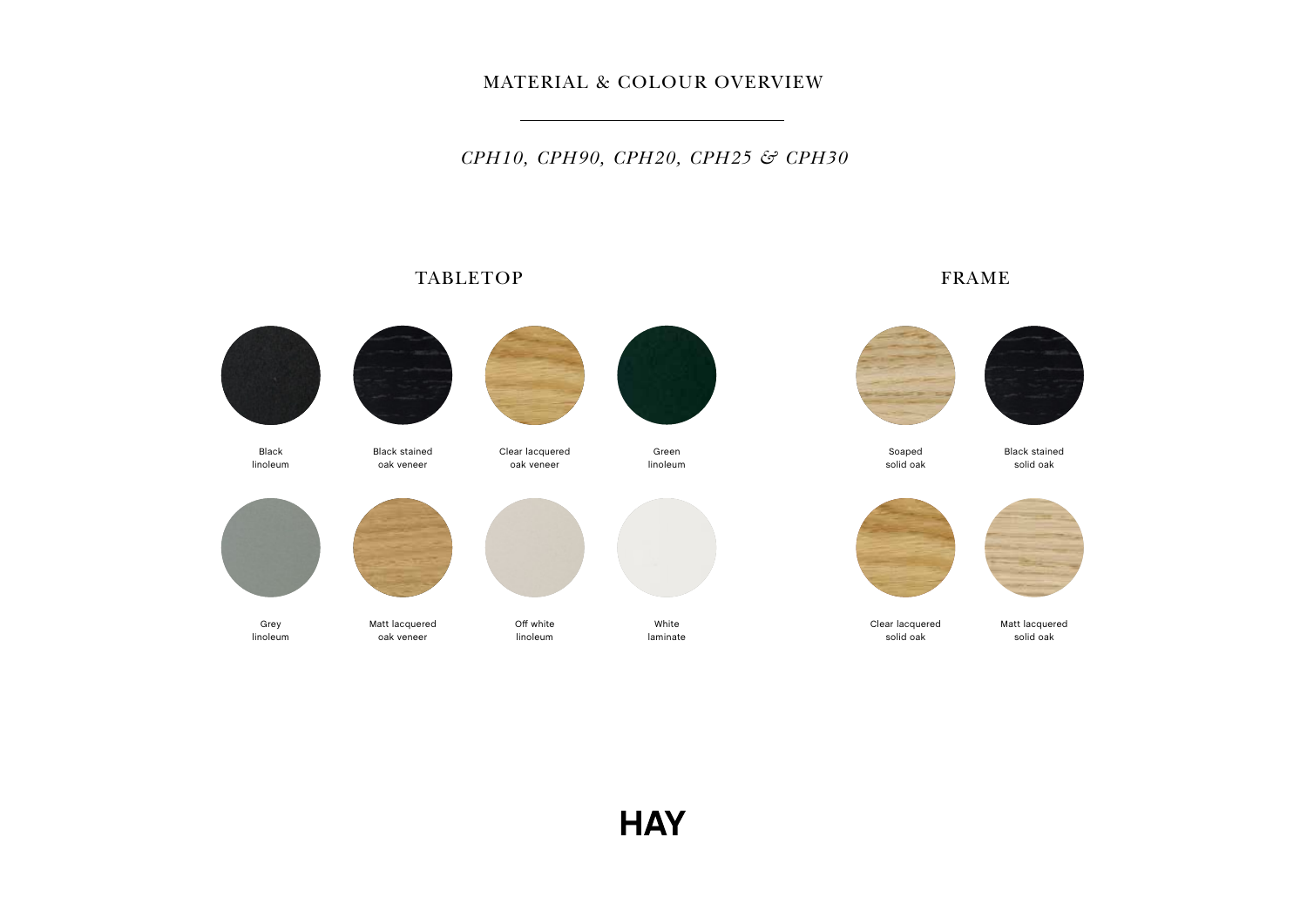# MATERIAL & COLOUR OVERVIEW

*CPH10, CPH90, CPH20, CPH25 & CPH30*

## TABLETOP

- Black linoleum
- Black stained oak veneer
- Clear lacquered oak veneer
- Green linoleum
- Grey linoleum
- Matt lacquered oak veneer
- Off white linoleum
- White laminate

## FRAME

- Soaped solid oak
- Black stained solid oak
- Clear lacquered solid oak
- Matt lacquered solid oak

HAY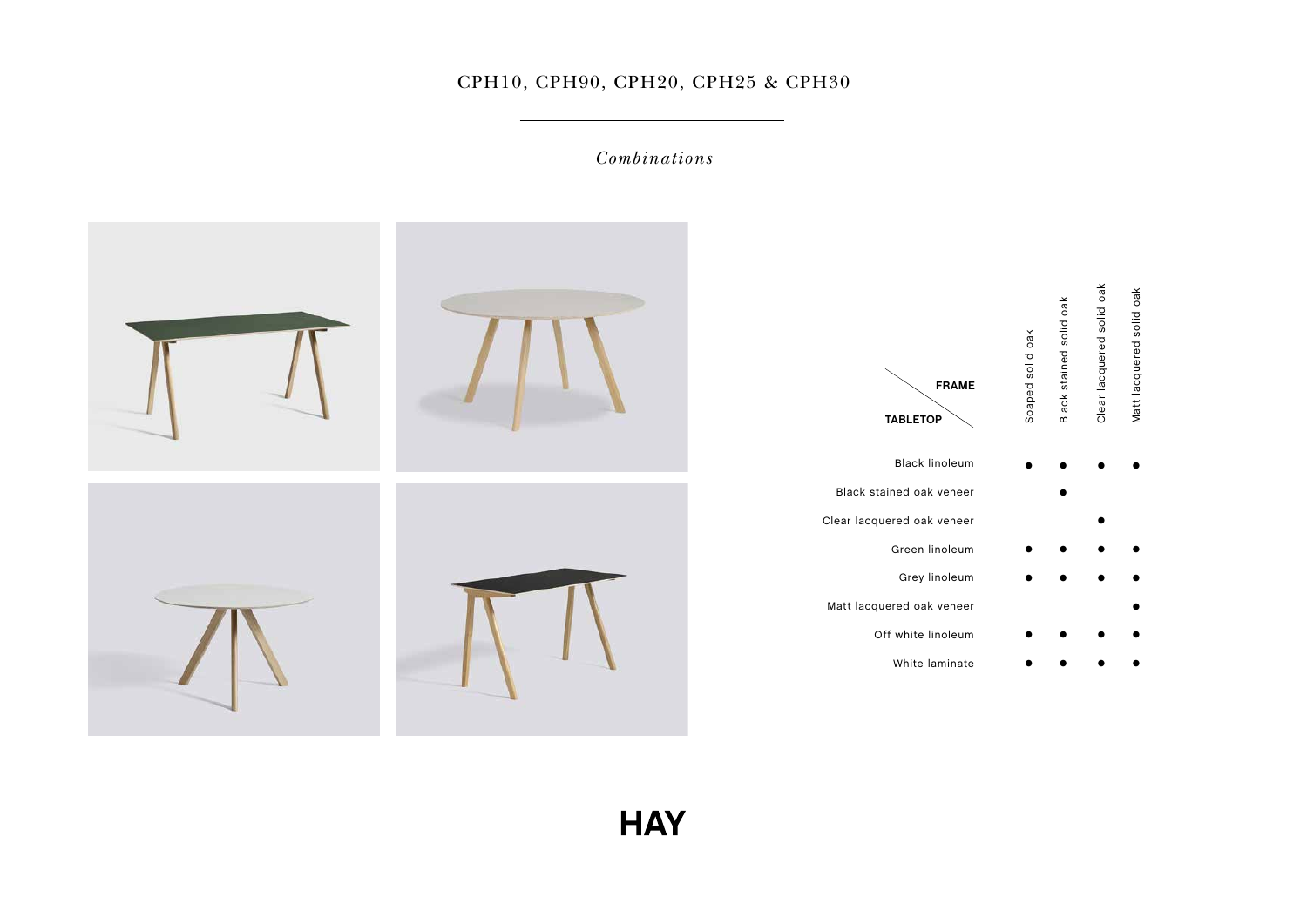# CPH10, CPH90, CPH20, CPH25 & CPH30

*Combinations*

| TABLETOP \ FRAME | Soaped solid oak | Black stained solid oak | Clear lacquered solid oak | Matt lacquered solid oak |
|---|---|---|---|---|
| Black linoleum | ● | ● | ● | ● |
| Black stained oak veneer | | ● | | |
| Clear lacquered oak veneer | | | ● | |
| Green linoleum | ● | ● | ● | ● |
| Grey linoleum | ● | ● | ● | ● |
| Matt lacquered oak veneer | | | | ● |
| Off white linoleum | ● | ● | ● | ● |
| White laminate | ● | ● | ● | ● |

HAY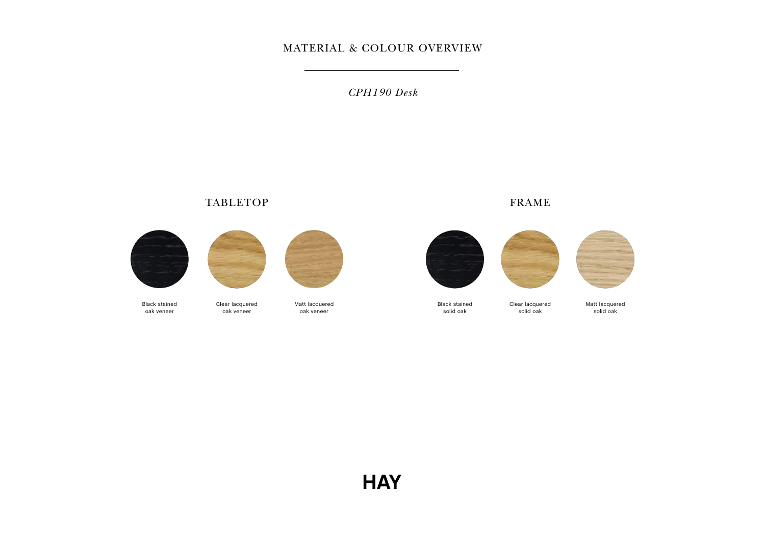# MATERIAL & COLOUR OVERVIEW

*CPH190 Desk*

## TABLETOP

Black stained oak veneer

Clear lacquered oak veneer

Matt lacquered oak veneer

## FRAME

Black stained solid oak

Clear lacquered solid oak

Matt lacquered solid oak

**HAY**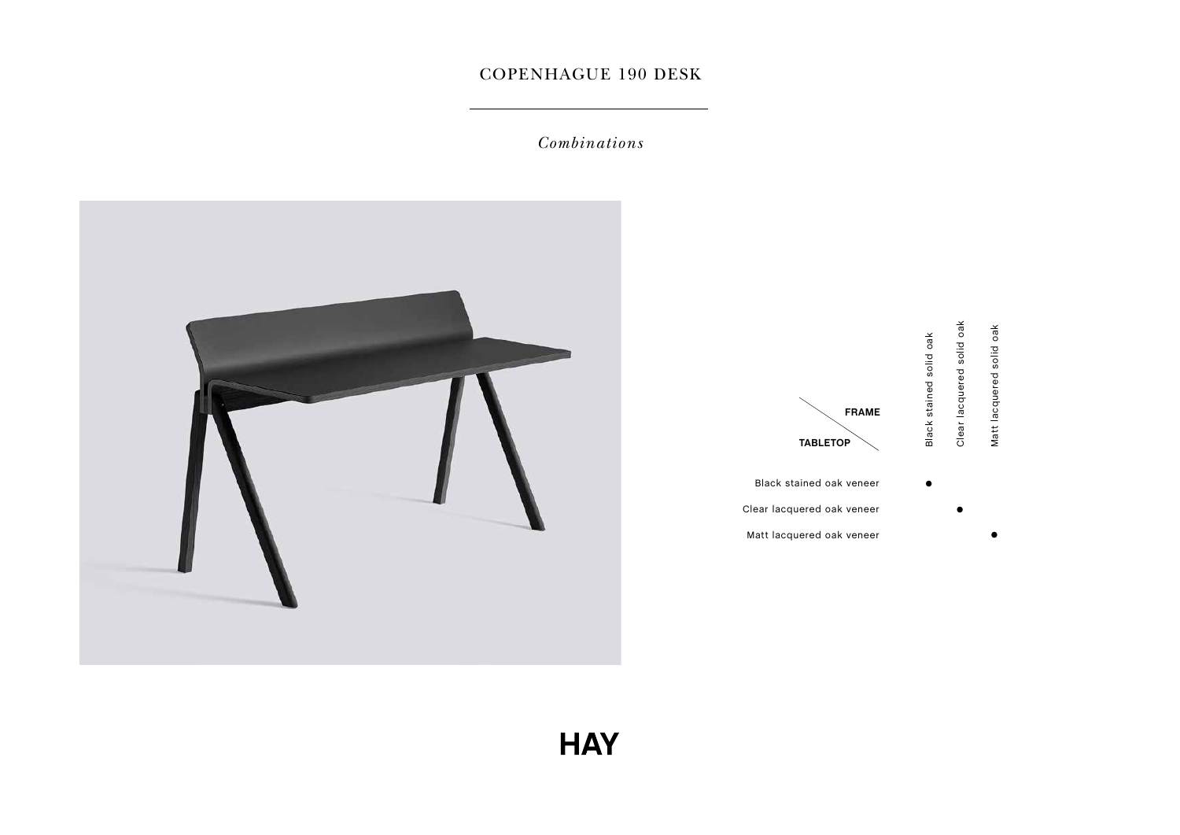# COPENHAGUE 190 DESK

*Combinations*

| FRAME / TABLETOP | Black stained solid oak | Clear lacquered solid oak | Matt lacquered solid oak |
|---|---|---|---|
| Black stained oak veneer | ● | | |
| Clear lacquered oak veneer | | ● | |
| Matt lacquered oak veneer | | | ● |

HAY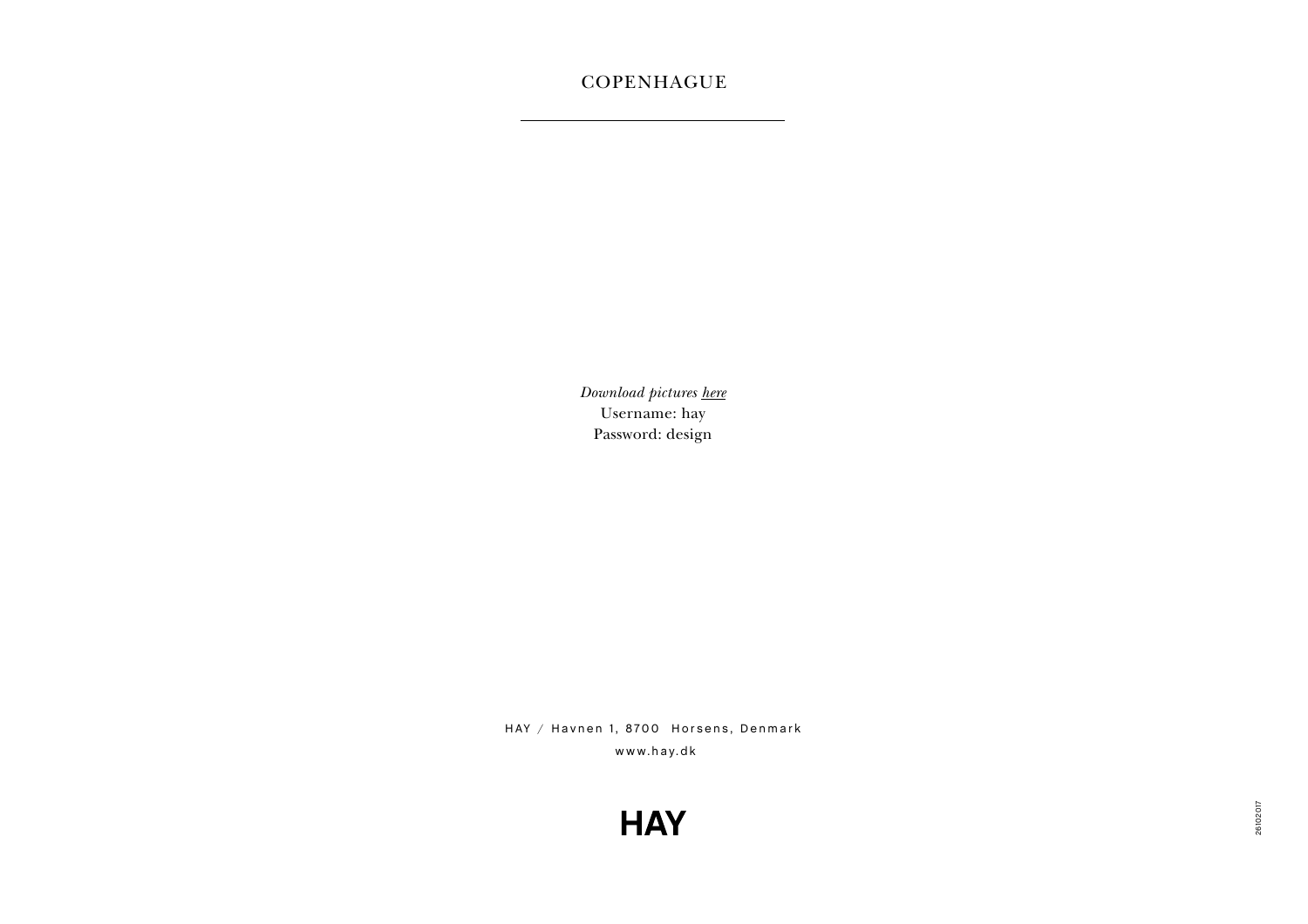# COPENHAGUE

*Download pictures here*
Username: hay
Password: design

HAY / Havnen 1, 8700 Horsens, Denmark
www.hay.dk

HAY

26102017